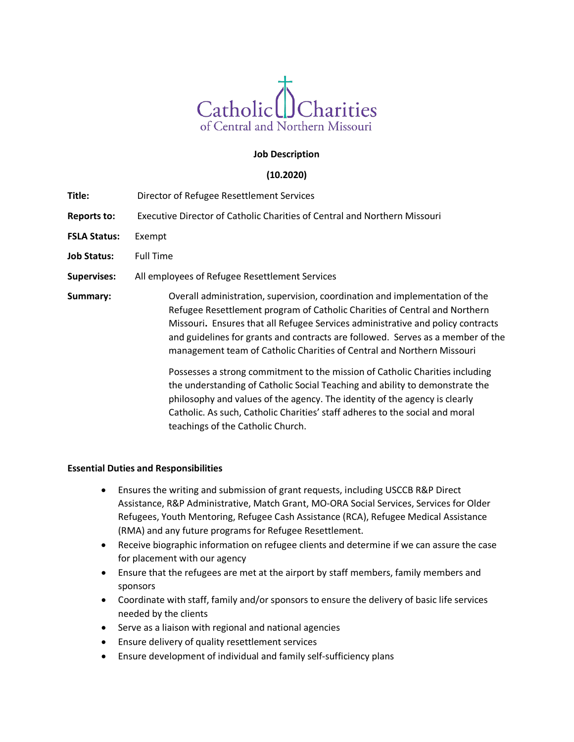Catholic Charities of Central and Northern Missouri

**Job Description**

**(10.2020)**

**Title:** Director of Refugee Resettlement Services

**Reports to:** Executive Director of Catholic Charities of Central and Northern Missouri

**FSLA Status:** Exempt

**Job Status:** Full Time

**Supervises:** All employees of Refugee Resettlement Services

**Summary:** Overall administration, supervision, coordination and implementation of the Refugee Resettlement program of Catholic Charities of Central and Northern Missouri**.** Ensures that all Refugee Services administrative and policy contracts and guidelines for grants and contracts are followed. Serves as a member of the management team of Catholic Charities of Central and Northern Missouri

Possesses a strong commitment to the mission of Catholic Charities including the understanding of Catholic Social Teaching and ability to demonstrate the philosophy and values of the agency. The identity of the agency is clearly Catholic. As such, Catholic Charities' staff adheres to the social and moral teachings of the Catholic Church.

**Essential Duties and Responsibilities**

- Ensures the writing and submission of grant requests, including USCCB R&P Direct Assistance, R&P Administrative, Match Grant, MO-ORA Social Services, Services for Older Refugees, Youth Mentoring, Refugee Cash Assistance (RCA), Refugee Medical Assistance (RMA) and any future programs for Refugee Resettlement.
- Receive biographic information on refugee clients and determine if we can assure the case for placement with our agency
- Ensure that the refugees are met at the airport by staff members, family members and sponsors
- Coordinate with staff, family and/or sponsors to ensure the delivery of basic life services needed by the clients
- Serve as a liaison with regional and national agencies
- Ensure delivery of quality resettlement services
- Ensure development of individual and family self-sufficiency plans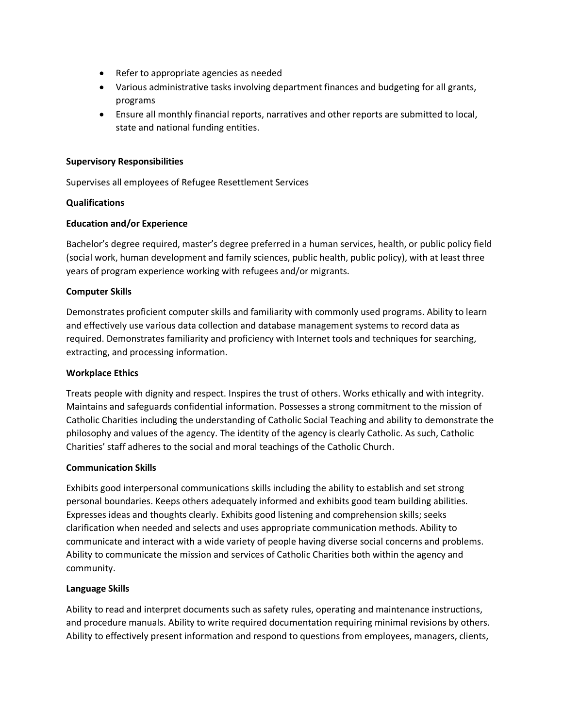- Refer to appropriate agencies as needed
- Various administrative tasks involving department finances and budgeting for all grants, programs
- Ensure all monthly financial reports, narratives and other reports are submitted to local, state and national funding entities.

**Supervisory Responsibilities**

Supervises all employees of Refugee Resettlement Services

**Qualifications**

**Education and/or Experience**

Bachelor's degree required, master's degree preferred in a human services, health, or public policy field (social work, human development and family sciences, public health, public policy), with at least three years of program experience working with refugees and/or migrants.

**Computer Skills**

Demonstrates proficient computer skills and familiarity with commonly used programs. Ability to learn and effectively use various data collection and database management systems to record data as required. Demonstrates familiarity and proficiency with Internet tools and techniques for searching, extracting, and processing information.

**Workplace Ethics**

Treats people with dignity and respect. Inspires the trust of others. Works ethically and with integrity. Maintains and safeguards confidential information. Possesses a strong commitment to the mission of Catholic Charities including the understanding of Catholic Social Teaching and ability to demonstrate the philosophy and values of the agency. The identity of the agency is clearly Catholic. As such, Catholic Charities' staff adheres to the social and moral teachings of the Catholic Church.

**Communication Skills**

Exhibits good interpersonal communications skills including the ability to establish and set strong personal boundaries. Keeps others adequately informed and exhibits good team building abilities. Expresses ideas and thoughts clearly. Exhibits good listening and comprehension skills; seeks clarification when needed and selects and uses appropriate communication methods. Ability to communicate and interact with a wide variety of people having diverse social concerns and problems. Ability to communicate the mission and services of Catholic Charities both within the agency and community.

**Language Skills**

Ability to read and interpret documents such as safety rules, operating and maintenance instructions, and procedure manuals. Ability to write required documentation requiring minimal revisions by others. Ability to effectively present information and respond to questions from employees, managers, clients,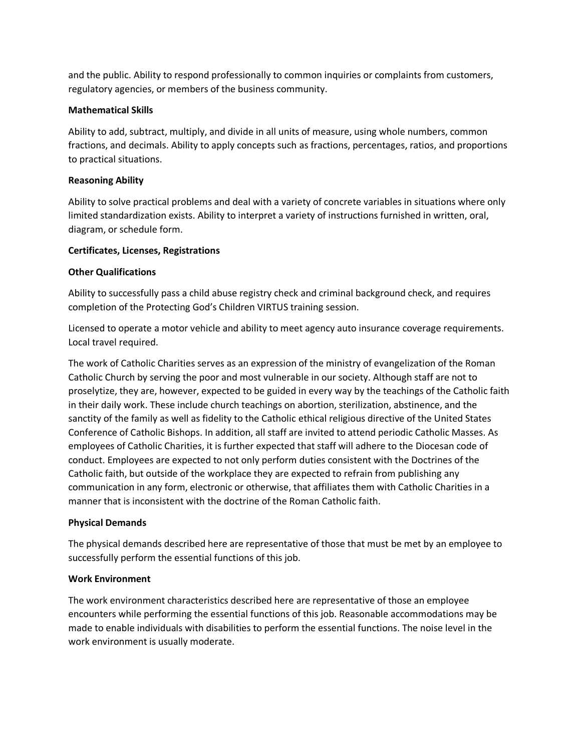and the public. Ability to respond professionally to common inquiries or complaints from customers, regulatory agencies, or members of the business community.

**Mathematical Skills**

Ability to add, subtract, multiply, and divide in all units of measure, using whole numbers, common fractions, and decimals. Ability to apply concepts such as fractions, percentages, ratios, and proportions to practical situations.

**Reasoning Ability**

Ability to solve practical problems and deal with a variety of concrete variables in situations where only limited standardization exists. Ability to interpret a variety of instructions furnished in written, oral, diagram, or schedule form.

**Certificates, Licenses, Registrations**

**Other Qualifications**

Ability to successfully pass a child abuse registry check and criminal background check, and requires completion of the Protecting God's Children VIRTUS training session.

Licensed to operate a motor vehicle and ability to meet agency auto insurance coverage requirements. Local travel required.

The work of Catholic Charities serves as an expression of the ministry of evangelization of the Roman Catholic Church by serving the poor and most vulnerable in our society. Although staff are not to proselytize, they are, however, expected to be guided in every way by the teachings of the Catholic faith in their daily work. These include church teachings on abortion, sterilization, abstinence, and the sanctity of the family as well as fidelity to the Catholic ethical religious directive of the United States Conference of Catholic Bishops. In addition, all staff are invited to attend periodic Catholic Masses. As employees of Catholic Charities, it is further expected that staff will adhere to the Diocesan code of conduct. Employees are expected to not only perform duties consistent with the Doctrines of the Catholic faith, but outside of the workplace they are expected to refrain from publishing any communication in any form, electronic or otherwise, that affiliates them with Catholic Charities in a manner that is inconsistent with the doctrine of the Roman Catholic faith.

**Physical Demands**

The physical demands described here are representative of those that must be met by an employee to successfully perform the essential functions of this job.

**Work Environment**

The work environment characteristics described here are representative of those an employee encounters while performing the essential functions of this job. Reasonable accommodations may be made to enable individuals with disabilities to perform the essential functions. The noise level in the work environment is usually moderate.